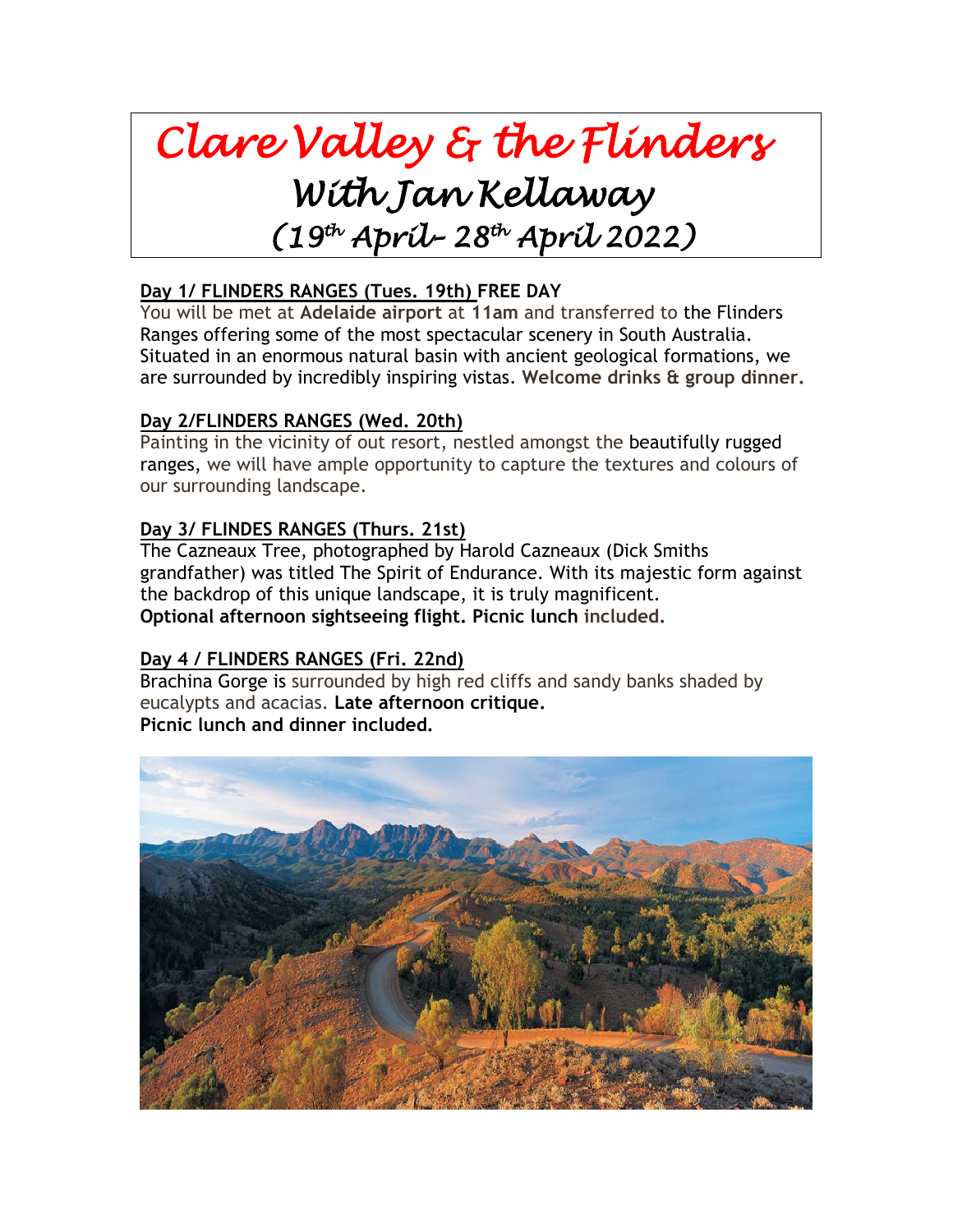# *Clare Valley & the Flinders*

## *With Jan Kellaway*

## *(19th April– 28th April 2022)*

**Day 1/ FLINDERS RANGES (Tues. 19th) FREE DAY**

You will be met at **Adelaide airport** at **11am** and transferred to the Flinders Ranges offering some of the most spectacular scenery in South Australia. Situated in an enormous natural basin with ancient geological formations, we are surrounded by incredibly inspiring vistas. **Welcome drinks & group dinner.**

**Day 2/FLINDERS RANGES (Wed. 20th)**

Painting in the vicinity of out resort, nestled amongst the beautifully rugged ranges, we will have ample opportunity to capture the textures and colours of our surrounding landscape.

**Day 3/ FLINDES RANGES (Thurs. 21st)**

The Cazneaux Tree, photographed by Harold Cazneaux (Dick Smiths grandfather) was titled The Spirit of Endurance. With its majestic form against the backdrop of this unique landscape, it is truly magnificent.
**Optional afternoon sightseeing flight. Picnic lunch included.**

**Day 4 / FLINDERS RANGES (Fri. 22nd)**

Brachina Gorge is surrounded by high red cliffs and sandy banks shaded by eucalypts and acacias. **Late afternoon critique.**
**Picnic lunch and dinner included.**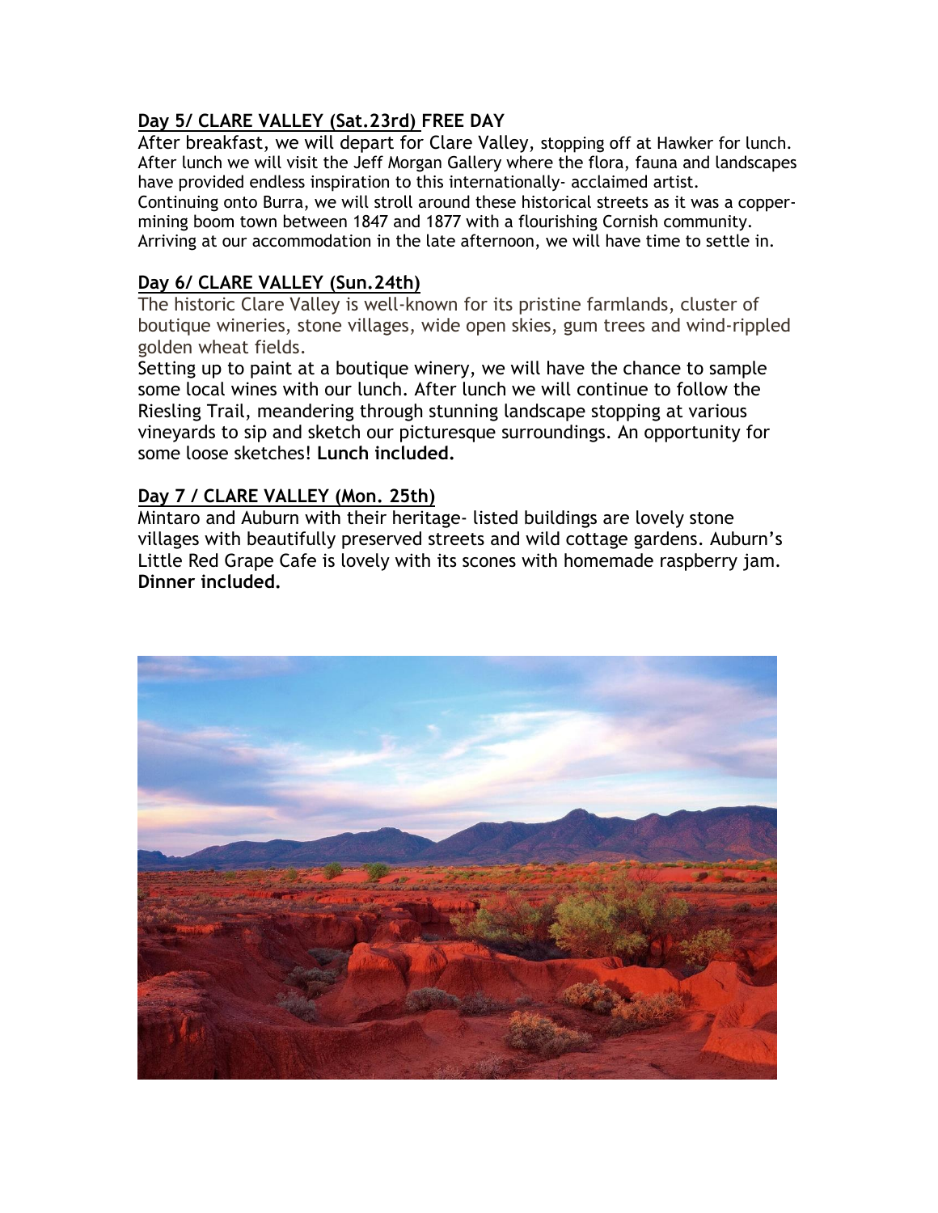## Day 5/ CLARE VALLEY (Sat.23rd) FREE DAY

After breakfast, we will depart for Clare Valley, stopping off at Hawker for lunch. After lunch we will visit the Jeff Morgan Gallery where the flora, fauna and landscapes have provided endless inspiration to this internationally- acclaimed artist. Continuing onto Burra, we will stroll around these historical streets as it was a copper-mining boom town between 1847 and 1877 with a flourishing Cornish community. Arriving at our accommodation in the late afternoon, we will have time to settle in.

## Day 6/ CLARE VALLEY (Sun.24th)

The historic Clare Valley is well-known for its pristine farmlands, cluster of boutique wineries, stone villages, wide open skies, gum trees and wind-rippled golden wheat fields.

Setting up to paint at a boutique winery, we will have the chance to sample some local wines with our lunch. After lunch we will continue to follow the Riesling Trail, meandering through stunning landscape stopping at various vineyards to sip and sketch our picturesque surroundings. An opportunity for some loose sketches! **Lunch included.**

## Day 7 / CLARE VALLEY (Mon. 25th)

Mintaro and Auburn with their heritage- listed buildings are lovely stone villages with beautifully preserved streets and wild cottage gardens. Auburn's Little Red Grape Cafe is lovely with its scones with homemade raspberry jam. **Dinner included.**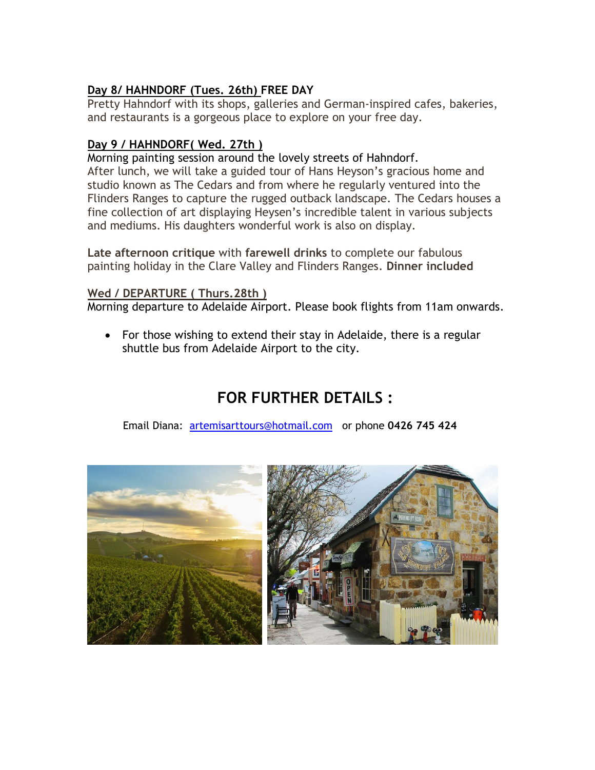**<u>Day 8/ HAHNDORF (Tues. 26th)</u> FREE DAY**

Pretty Hahndorf with its shops, galleries and German-inspired cafes, bakeries, and restaurants is a gorgeous place to explore on your free day.

**<u>Day 9 / HAHNDORF( Wed. 27th )</u>**

Morning painting session around the lovely streets of Hahndorf.

After lunch, we will take a guided tour of Hans Heyson's gracious home and studio known as The Cedars and from where he regularly ventured into the Flinders Ranges to capture the rugged outback landscape. The Cedars houses a fine collection of art displaying Heysen's incredible talent in various subjects and mediums. His daughters wonderful work is also on display.

**Late afternoon critique** with **farewell drinks** to complete our fabulous painting holiday in the Clare Valley and Flinders Ranges. **Dinner included**

**<u>Wed / DEPARTURE ( Thurs.28th )</u>**

Morning departure to Adelaide Airport. Please book flights from 11am onwards.

- For those wishing to extend their stay in Adelaide, there is a regular shuttle bus from Adelaide Airport to the city.

## FOR FURTHER DETAILS :

Email Diana: artemisarttours@hotmail.com or phone **0426 745 424**